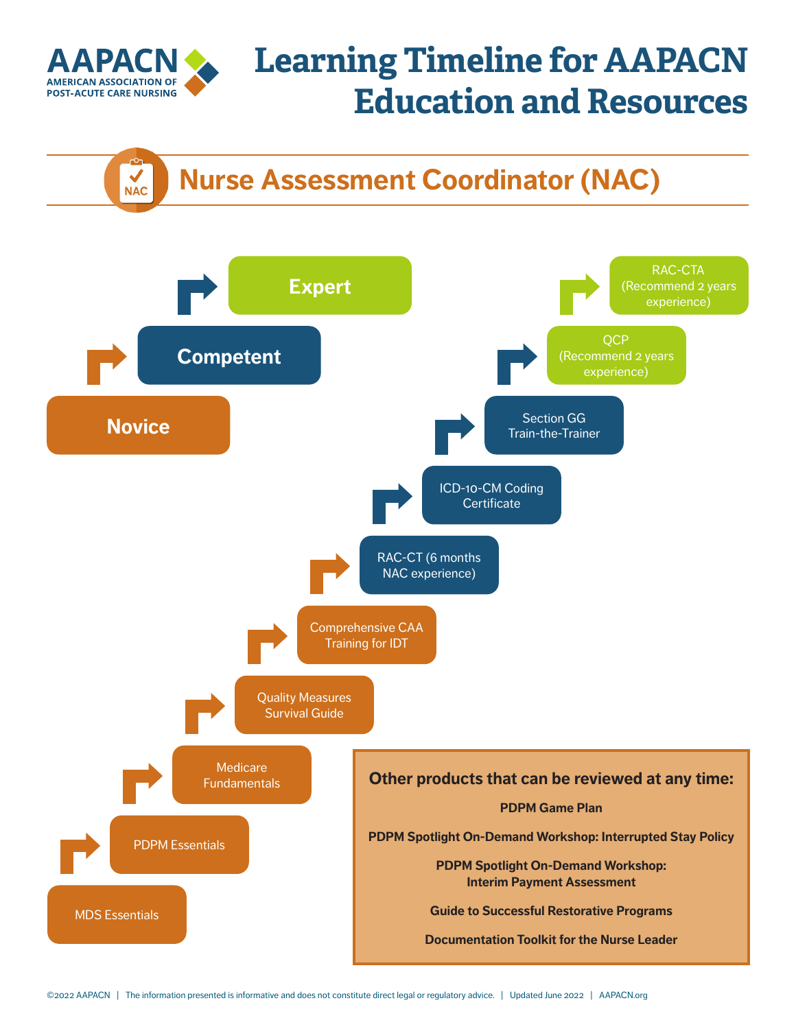# Learning Timeline for AAPACN Education and Resources

AAPACN
AMERICAN ASSOCIATION OF POST-ACUTE CARE NURSING

## Nurse Assessment Coordinator (NAC)

**Novice**

**Competent**

**Expert**

- MDS Essentials
- PDPM Essentials
- Medicare Fundamentals
- Quality Measures Survival Guide
- Comprehensive CAA Training for IDT
- RAC-CT (6 months NAC experience)
- ICD-10-CM Coding Certificate
- Section GG Train-the-Trainer
- QCP (Recommend 2 years experience)
- RAC-CTA (Recommend 2 years experience)

**Other products that can be reviewed at any time:**

**PDPM Game Plan**

**PDPM Spotlight On-Demand Workshop: Interrupted Stay Policy**

**PDPM Spotlight On-Demand Workshop: Interim Payment Assessment**

**Guide to Successful Restorative Programs**

**Documentation Toolkit for the Nurse Leader**

©2022 AAPACN | The information presented is informative and does not constitute direct legal or regulatory advice. | Updated June 2022 | AAPACN.org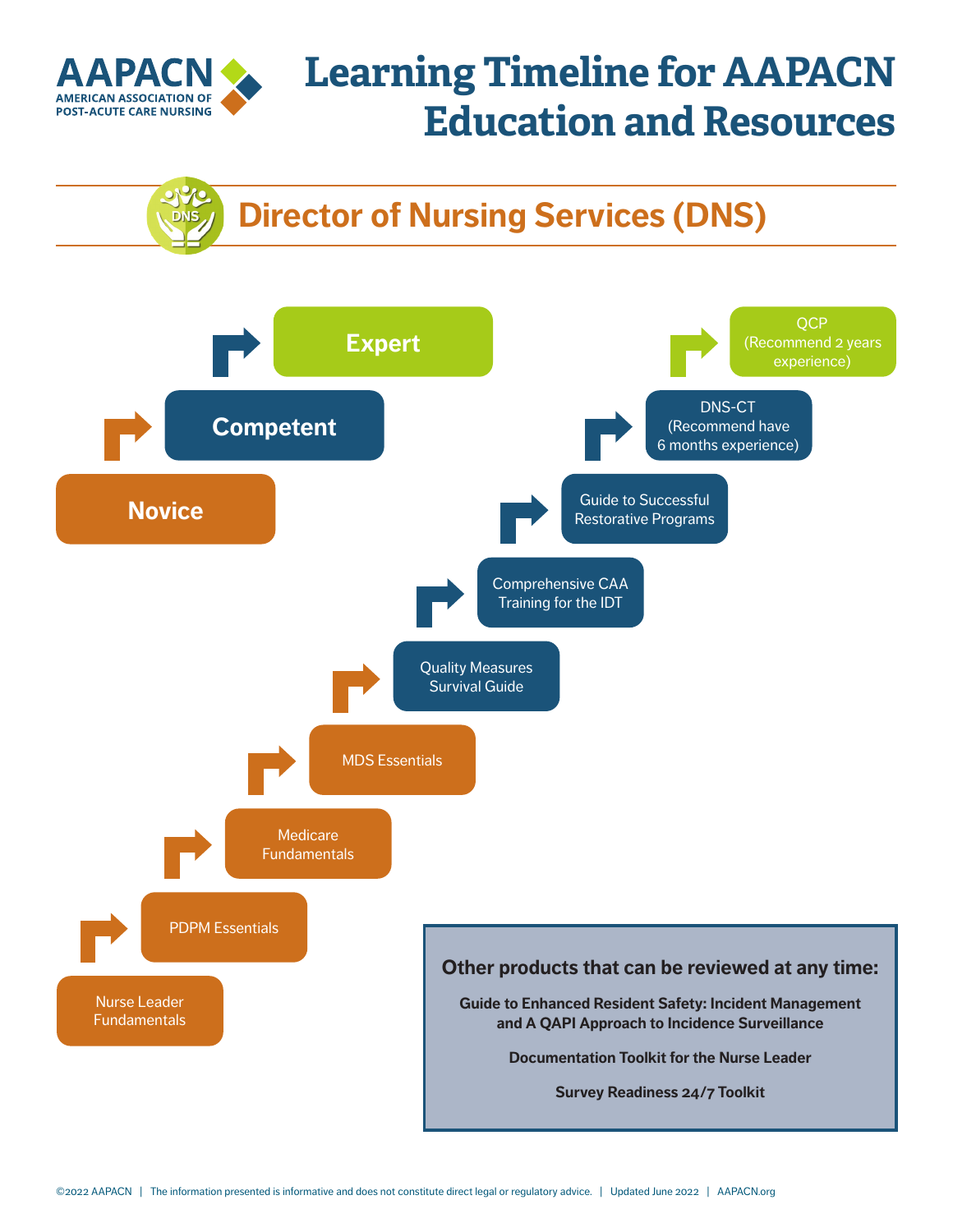# Learning Timeline for AAPACN Education and Resources

AAPACN — American Association of Post-Acute Care Nursing

## Director of Nursing Services (DNS)

**Novice** → **Competent** → **Expert**

- Nurse Leader Fundamentals
- PDPM Essentials
- Medicare Fundamentals
- MDS Essentials
- Quality Measures Survival Guide
- Comprehensive CAA Training for the IDT
- Guide to Successful Restorative Programs
- DNS-CT (Recommend have 6 months experience)
- QCP (Recommend 2 years experience)

### Other products that can be reviewed at any time:

**Guide to Enhanced Resident Safety: Incident Management and A QAPI Approach to Incidence Surveillance**

**Documentation Toolkit for the Nurse Leader**

**Survey Readiness 24/7 Toolkit**

©2022 AAPACN | The information presented is informative and does not constitute direct legal or regulatory advice. | Updated June 2022 | AAPACN.org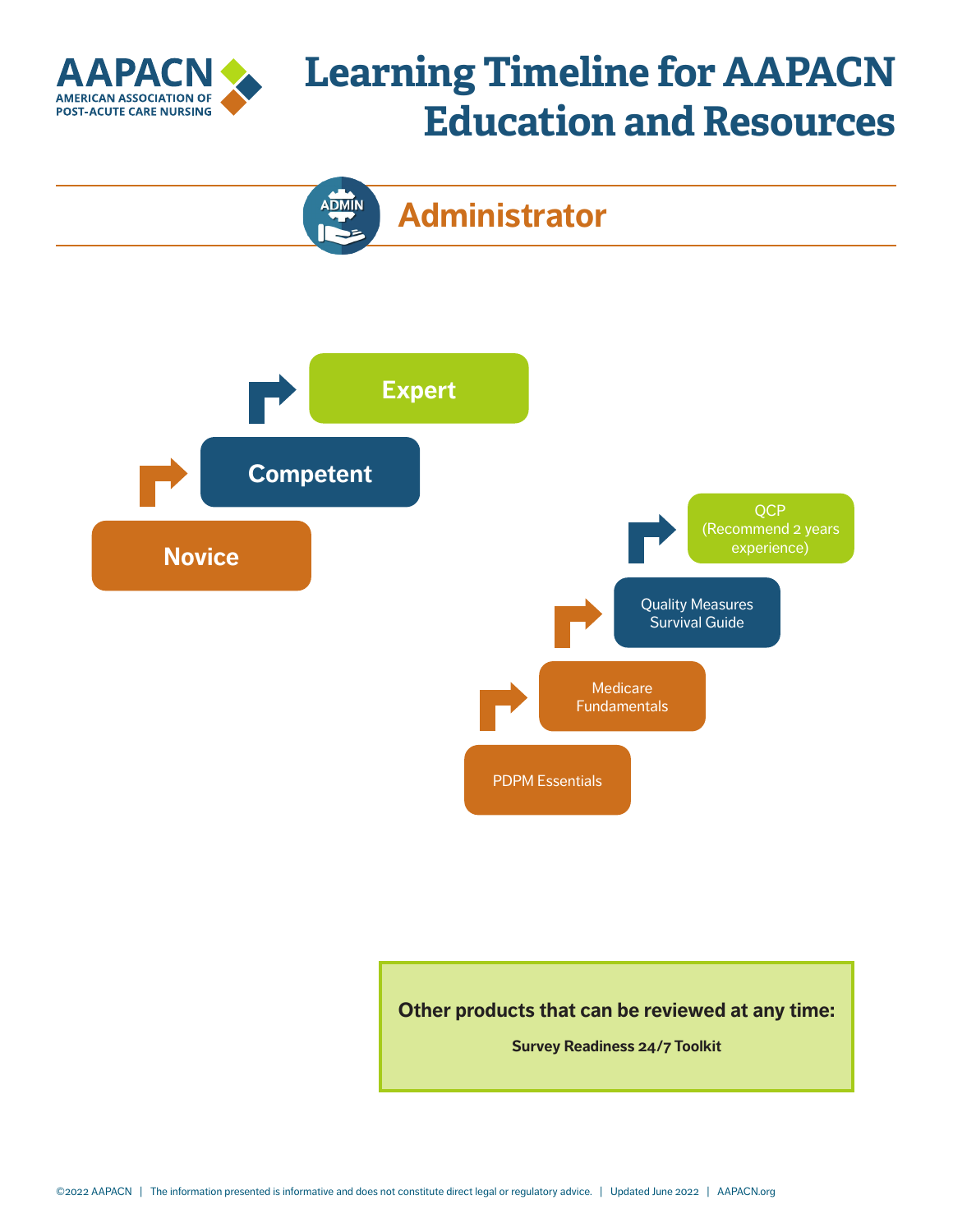# Learning Timeline for AAPACN Education and Resources

## Administrator

- Novice
- Competent
- Expert

- PDPM Essentials
- Medicare Fundamentals
- Quality Measures Survival Guide
- QCP (Recommend 2 years experience)

**Other products that can be reviewed at any time:**

**Survey Readiness 24/7 Toolkit**

©2022 AAPACN | The information presented is informative and does not constitute direct legal or regulatory advice. | Updated June 2022 | AAPACN.org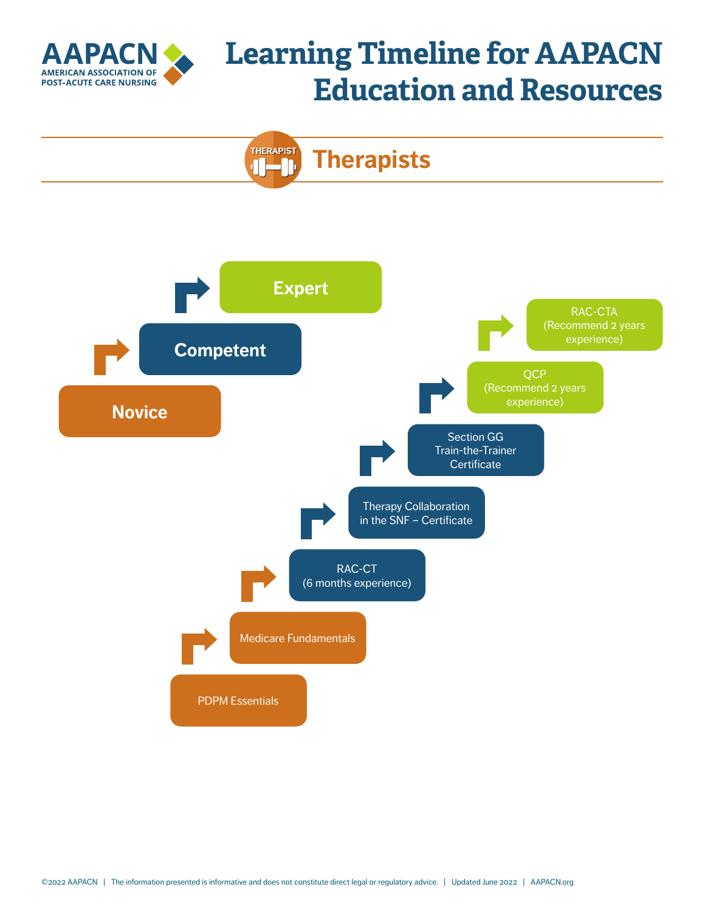# Learning Timeline for AAPACN Education and Resources

AAPACN — American Association of Post-Acute Care Nursing

## Therapists

- Novice
- Competent
- Expert

1. PDPM Essentials
2. Medicare Fundamentals
3. RAC-CT (6 months experience)
4. Therapy Collaboration in the SNF – Certificate
5. Section GG Train-the-Trainer Certificate
6. QCP (Recommend 2 years experience)
7. RAC-CTA (Recommend 2 years experience)

©2022 AAPACN | The information presented is informative and does not constitute direct legal or regulatory advice. | Updated June 2022 | AAPACN.org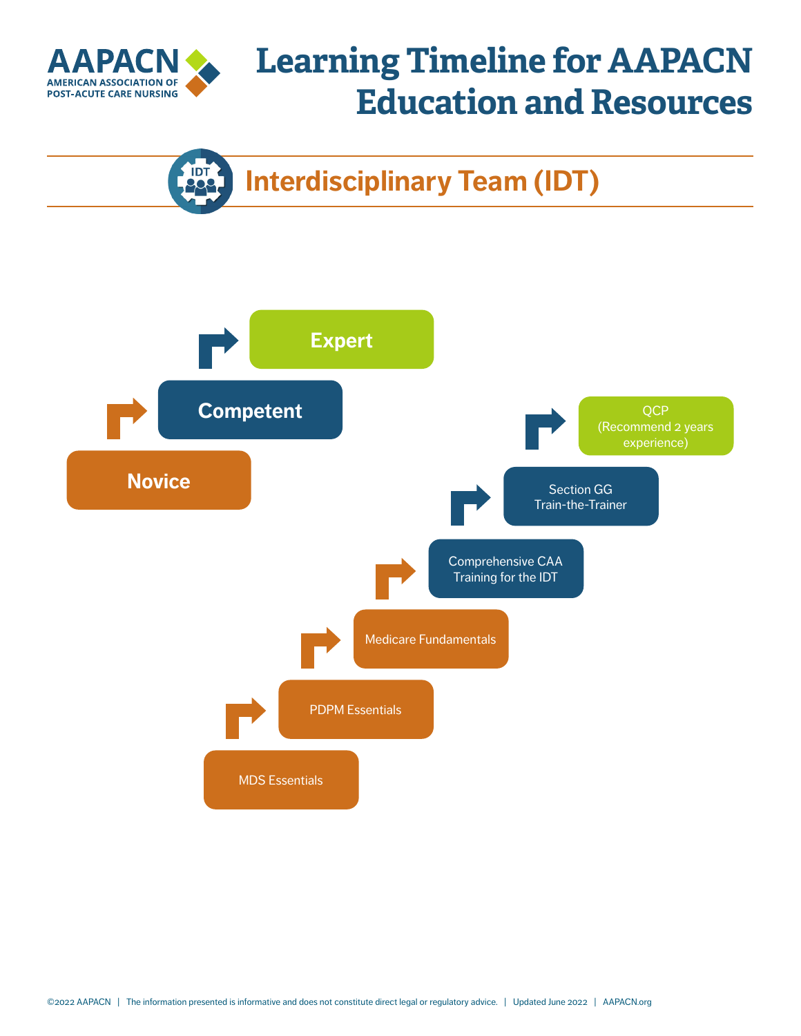# Learning Timeline for AAPACN Education and Resources

## Interdisciplinary Team (IDT)

Expert

Competent

Novice

QCP (Recommend 2 years experience)

Section GG Train-the-Trainer

Comprehensive CAA Training for the IDT

Medicare Fundamentals

PDPM Essentials

MDS Essentials

©2022 AAPACN | The information presented is informative and does not constitute direct legal or regulatory advice. | Updated June 2022 | AAPACN.org